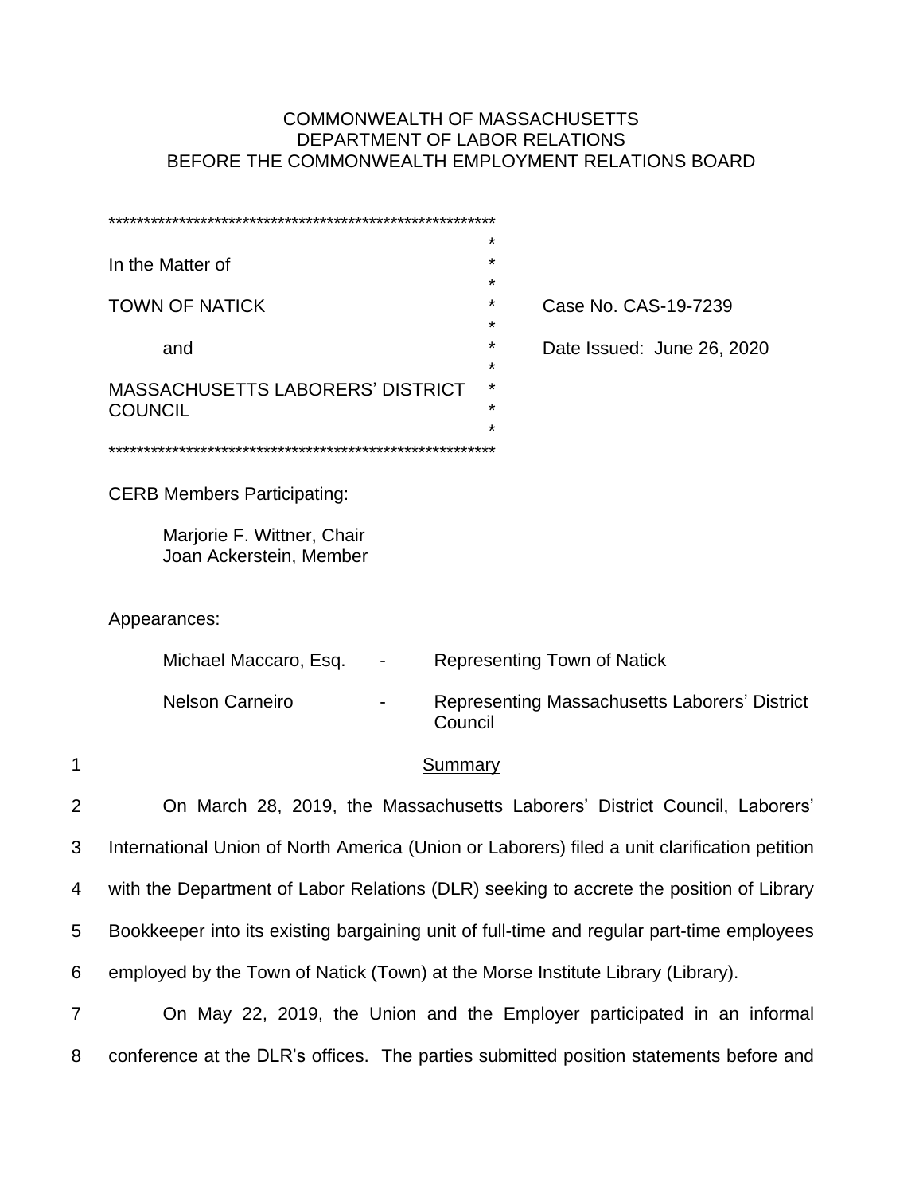COMMONWEALTH OF MASSACHUSETTS
DEPARTMENT OF LABOR RELATIONS
BEFORE THE COMMONWEALTH EMPLOYMENT RELATIONS BOARD

| | |
|---|---|
| In the Matter of | |
| TOWN OF NATICK | Case No. CAS-19-7239 |
| and | Date Issued: June 26, 2020 |
| MASSACHUSETTS LABORERS' DISTRICT COUNCIL | |

CERB Members Participating:

Marjorie F. Wittner, Chair
Joan Ackerstein, Member

Appearances:

| | | |
|---|---|---|
| Michael Maccaro, Esq. | - | Representing Town of Natick |
| Nelson Carneiro | - | Representing Massachusetts Laborers' District Council |

## Summary

On March 28, 2019, the Massachusetts Laborers' District Council, Laborers' International Union of North America (Union or Laborers) filed a unit clarification petition with the Department of Labor Relations (DLR) seeking to accrete the position of Library Bookkeeper into its existing bargaining unit of full-time and regular part-time employees employed by the Town of Natick (Town) at the Morse Institute Library (Library).

On May 22, 2019, the Union and the Employer participated in an informal conference at the DLR's offices. The parties submitted position statements before and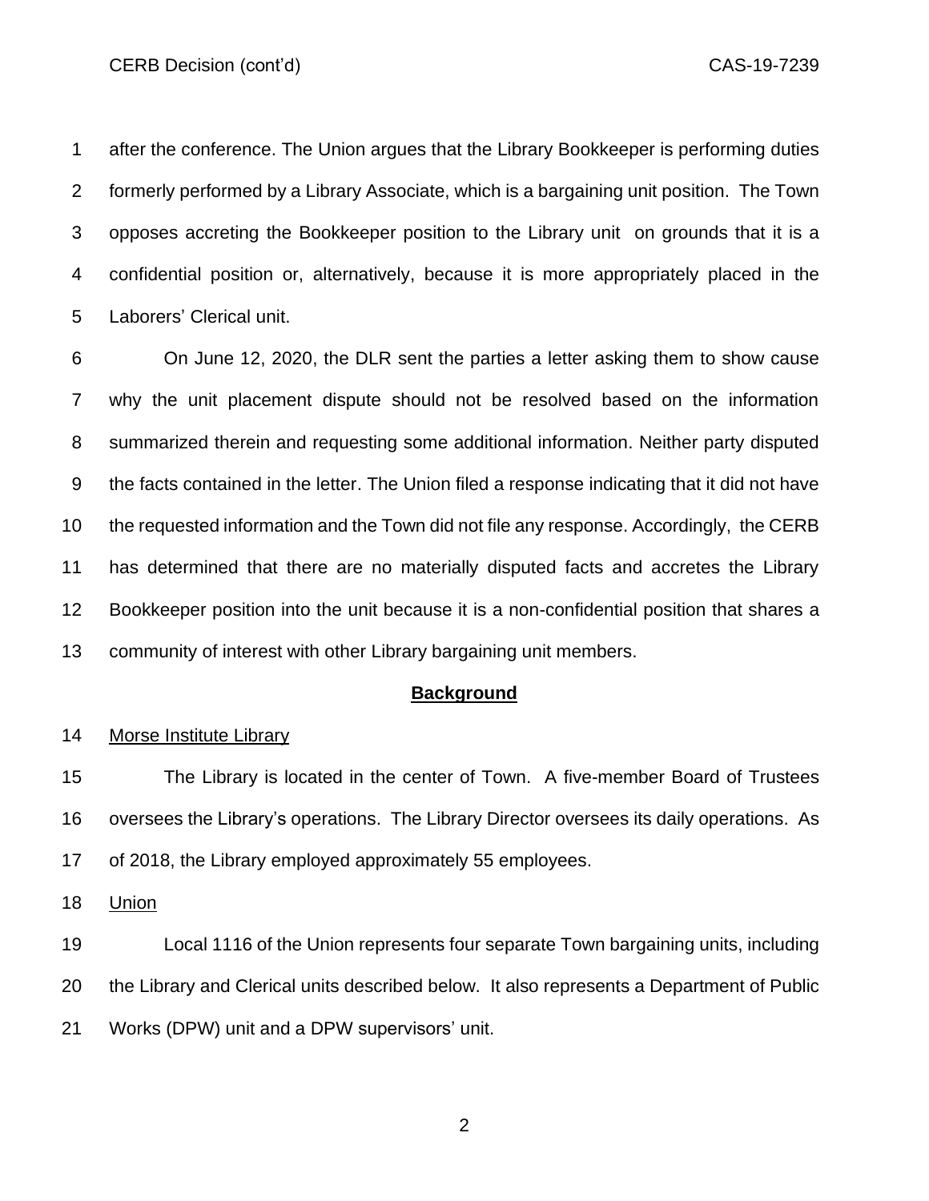after the conference. The Union argues that the Library Bookkeeper is performing duties formerly performed by a Library Associate, which is a bargaining unit position. The Town opposes accreting the Bookkeeper position to the Library unit on grounds that it is a confidential position or, alternatively, because it is more appropriately placed in the Laborers' Clerical unit.

On June 12, 2020, the DLR sent the parties a letter asking them to show cause why the unit placement dispute should not be resolved based on the information summarized therein and requesting some additional information. Neither party disputed the facts contained in the letter. The Union filed a response indicating that it did not have the requested information and the Town did not file any response. Accordingly, the CERB has determined that there are no materially disputed facts and accretes the Library Bookkeeper position into the unit because it is a non-confidential position that shares a community of interest with other Library bargaining unit members.

## Background

Morse Institute Library

The Library is located in the center of Town. A five-member Board of Trustees oversees the Library's operations. The Library Director oversees its daily operations. As of 2018, the Library employed approximately 55 employees.

Union

Local 1116 of the Union represents four separate Town bargaining units, including the Library and Clerical units described below. It also represents a Department of Public Works (DPW) unit and a DPW supervisors' unit.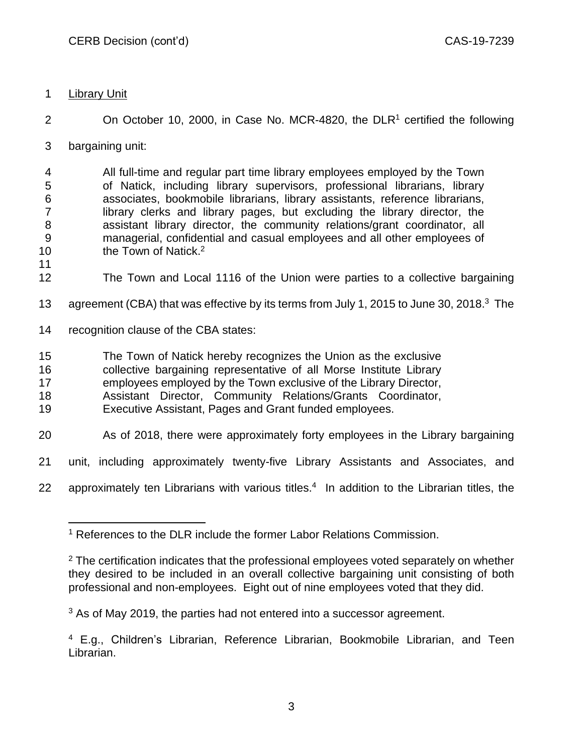Library Unit

On October 10, 2000, in Case No. MCR-4820, the DLR[1] certified the following bargaining unit:

> All full-time and regular part time library employees employed by the Town of Natick, including library supervisors, professional librarians, library associates, bookmobile librarians, library assistants, reference librarians, library clerks and library pages, but excluding the library director, the assistant library director, the community relations/grant coordinator, all managerial, confidential and casual employees and all other employees of the Town of Natick.[2]

The Town and Local 1116 of the Union were parties to a collective bargaining agreement (CBA) that was effective by its terms from July 1, 2015 to June 30, 2018.[3] The recognition clause of the CBA states:

> The Town of Natick hereby recognizes the Union as the exclusive collective bargaining representative of all Morse Institute Library employees employed by the Town exclusive of the Library Director, Assistant Director, Community Relations/Grants Coordinator, Executive Assistant, Pages and Grant funded employees.

As of 2018, there were approximately forty employees in the Library bargaining unit, including approximately twenty-five Library Assistants and Associates, and approximately ten Librarians with various titles.[4] In addition to the Librarian titles, the

---

[1] References to the DLR include the former Labor Relations Commission.

[2] The certification indicates that the professional employees voted separately on whether they desired to be included in an overall collective bargaining unit consisting of both professional and non-employees. Eight out of nine employees voted that they did.

[3] As of May 2019, the parties had not entered into a successor agreement.

[4] E.g., Children's Librarian, Reference Librarian, Bookmobile Librarian, and Teen Librarian.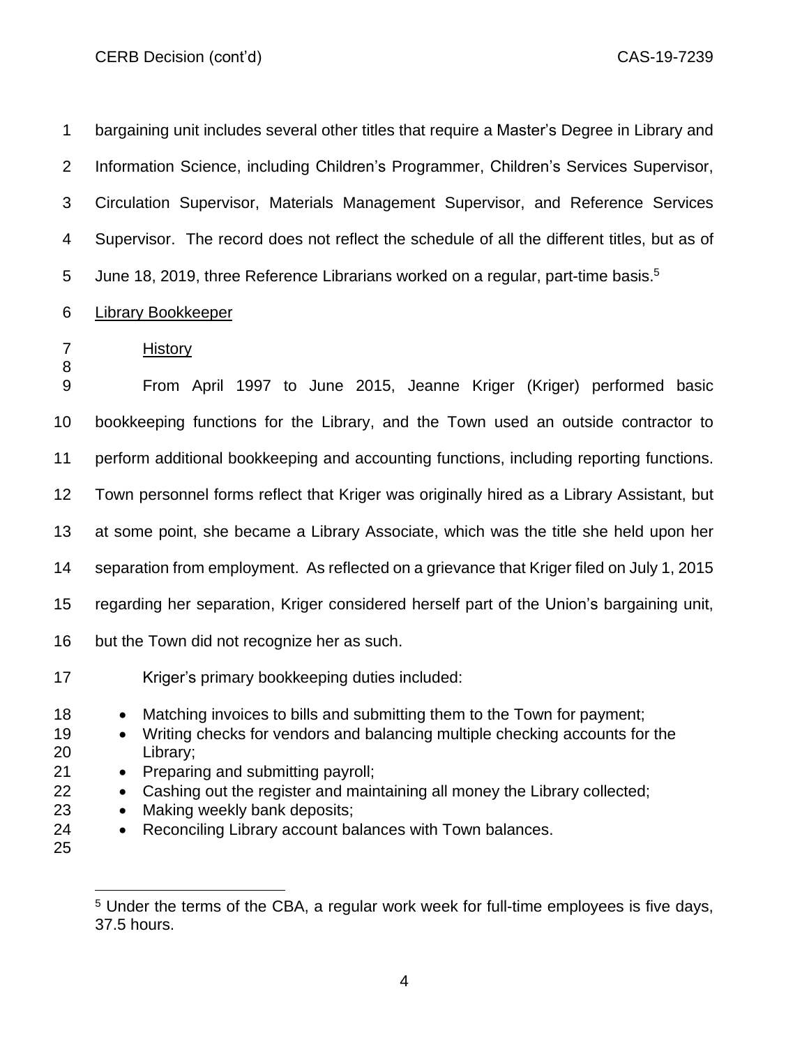bargaining unit includes several other titles that require a Master's Degree in Library and Information Science, including Children's Programmer, Children's Services Supervisor, Circulation Supervisor, Materials Management Supervisor, and Reference Services Supervisor. The record does not reflect the schedule of all the different titles, but as of June 18, 2019, three Reference Librarians worked on a regular, part-time basis.[5]

<u>Library Bookkeeper</u>

<u>History</u>

From April 1997 to June 2015, Jeanne Kriger (Kriger) performed basic bookkeeping functions for the Library, and the Town used an outside contractor to perform additional bookkeeping and accounting functions, including reporting functions. Town personnel forms reflect that Kriger was originally hired as a Library Assistant, but at some point, she became a Library Associate, which was the title she held upon her separation from employment. As reflected on a grievance that Kriger filed on July 1, 2015 regarding her separation, Kriger considered herself part of the Union's bargaining unit, but the Town did not recognize her as such.

Kriger's primary bookkeeping duties included:

- Matching invoices to bills and submitting them to the Town for payment;
- Writing checks for vendors and balancing multiple checking accounts for the Library;
- Preparing and submitting payroll;
- Cashing out the register and maintaining all money the Library collected;
- Making weekly bank deposits;
- Reconciling Library account balances with Town balances.

---

[5] Under the terms of the CBA, a regular work week for full-time employees is five days, 37.5 hours.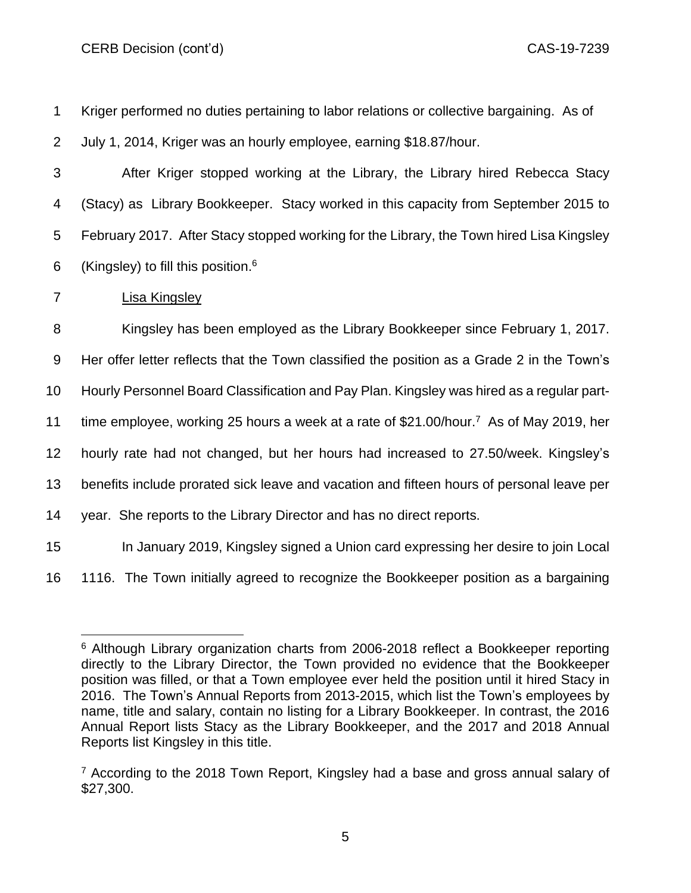Kriger performed no duties pertaining to labor relations or collective bargaining. As of July 1, 2014, Kriger was an hourly employee, earning $18.87/hour.

After Kriger stopped working at the Library, the Library hired Rebecca Stacy (Stacy) as Library Bookkeeper. Stacy worked in this capacity from September 2015 to February 2017. After Stacy stopped working for the Library, the Town hired Lisa Kingsley (Kingsley) to fill this position.[6]

Lisa Kingsley

Kingsley has been employed as the Library Bookkeeper since February 1, 2017. Her offer letter reflects that the Town classified the position as a Grade 2 in the Town's Hourly Personnel Board Classification and Pay Plan. Kingsley was hired as a regular part-time employee, working 25 hours a week at a rate of $21.00/hour.[7] As of May 2019, her hourly rate had not changed, but her hours had increased to 27.50/week. Kingsley's benefits include prorated sick leave and vacation and fifteen hours of personal leave per year. She reports to the Library Director and has no direct reports.

In January 2019, Kingsley signed a Union card expressing her desire to join Local 1116. The Town initially agreed to recognize the Bookkeeper position as a bargaining

---

[6] Although Library organization charts from 2006-2018 reflect a Bookkeeper reporting directly to the Library Director, the Town provided no evidence that the Bookkeeper position was filled, or that a Town employee ever held the position until it hired Stacy in 2016. The Town's Annual Reports from 2013-2015, which list the Town's employees by name, title and salary, contain no listing for a Library Bookkeeper. In contrast, the 2016 Annual Report lists Stacy as the Library Bookkeeper, and the 2017 and 2018 Annual Reports list Kingsley in this title.

[7] According to the 2018 Town Report, Kingsley had a base and gross annual salary of $27,300.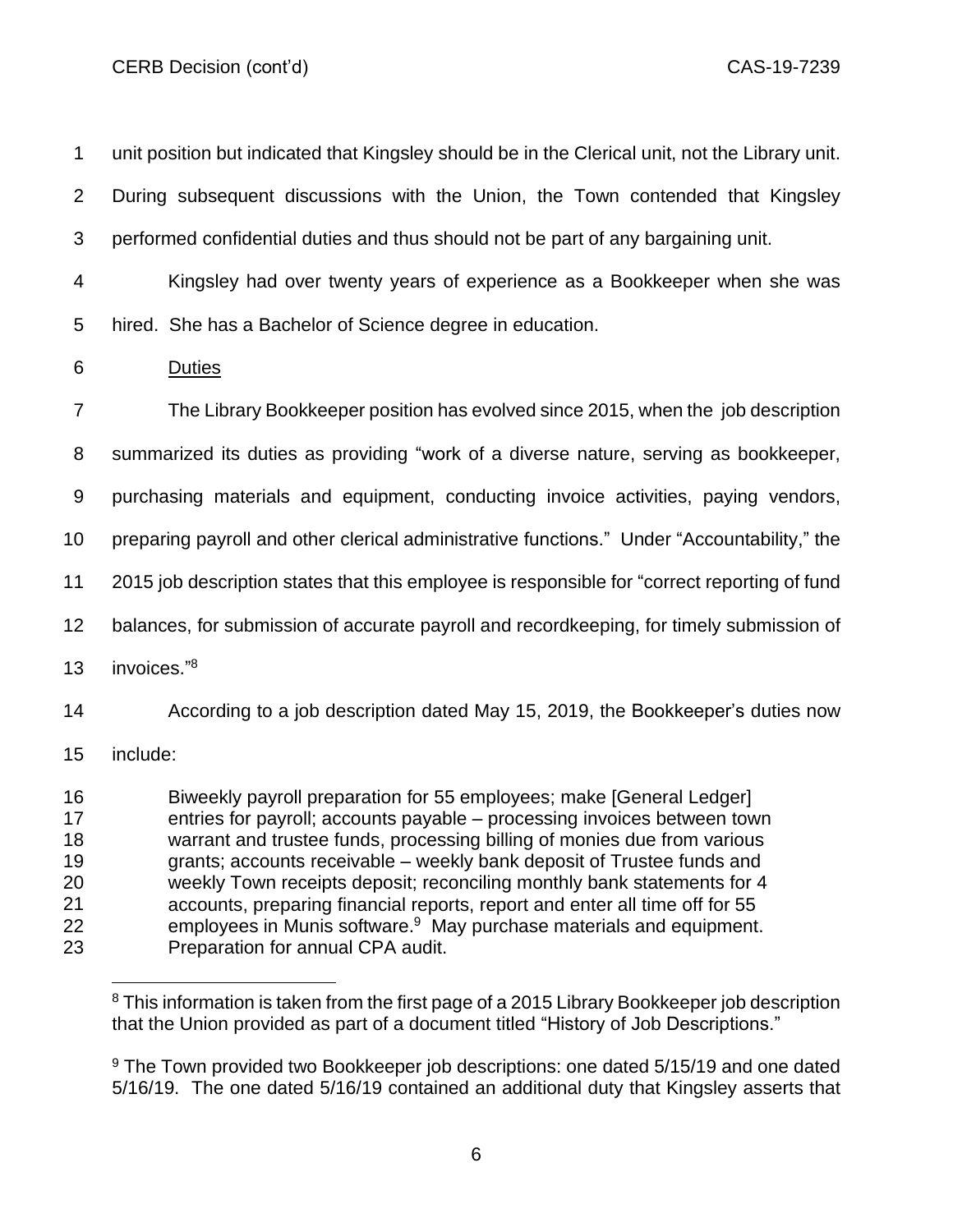unit position but indicated that Kingsley should be in the Clerical unit, not the Library unit. During subsequent discussions with the Union, the Town contended that Kingsley performed confidential duties and thus should not be part of any bargaining unit.

Kingsley had over twenty years of experience as a Bookkeeper when she was hired. She has a Bachelor of Science degree in education.

Duties

The Library Bookkeeper position has evolved since 2015, when the job description summarized its duties as providing "work of a diverse nature, serving as bookkeeper, purchasing materials and equipment, conducting invoice activities, paying vendors, preparing payroll and other clerical administrative functions." Under "Accountability," the 2015 job description states that this employee is responsible for "correct reporting of fund balances, for submission of accurate payroll and recordkeeping, for timely submission of invoices."[8]

According to a job description dated May 15, 2019, the Bookkeeper's duties now include:

> Biweekly payroll preparation for 55 employees; make [General Ledger] entries for payroll; accounts payable – processing invoices between town warrant and trustee funds, processing billing of monies due from various grants; accounts receivable – weekly bank deposit of Trustee funds and weekly Town receipts deposit; reconciling monthly bank statements for 4 accounts, preparing financial reports, report and enter all time off for 55 employees in Munis software.[9] May purchase materials and equipment. Preparation for annual CPA audit.

---

[8] This information is taken from the first page of a 2015 Library Bookkeeper job description that the Union provided as part of a document titled "History of Job Descriptions."

[9] The Town provided two Bookkeeper job descriptions: one dated 5/15/19 and one dated 5/16/19. The one dated 5/16/19 contained an additional duty that Kingsley asserts that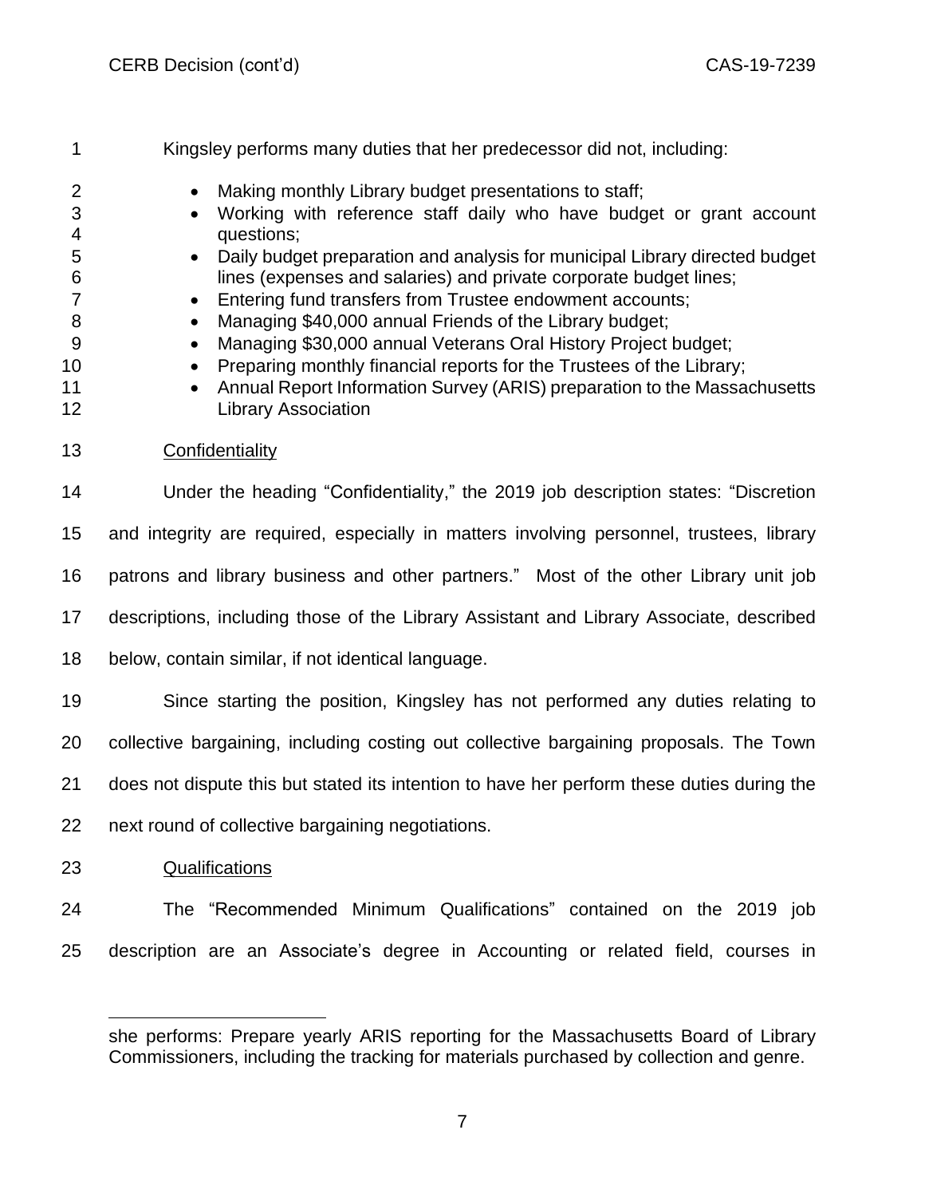Kingsley performs many duties that her predecessor did not, including:

- Making monthly Library budget presentations to staff;
- Working with reference staff daily who have budget or grant account questions;
- Daily budget preparation and analysis for municipal Library directed budget lines (expenses and salaries) and private corporate budget lines;
- Entering fund transfers from Trustee endowment accounts;
- Managing $40,000 annual Friends of the Library budget;
- Managing $30,000 annual Veterans Oral History Project budget;
- Preparing monthly financial reports for the Trustees of the Library;
- Annual Report Information Survey (ARIS) preparation to the Massachusetts Library Association

Confidentiality

Under the heading "Confidentiality," the 2019 job description states: "Discretion and integrity are required, especially in matters involving personnel, trustees, library patrons and library business and other partners." Most of the other Library unit job descriptions, including those of the Library Assistant and Library Associate, described below, contain similar, if not identical language.

Since starting the position, Kingsley has not performed any duties relating to collective bargaining, including costing out collective bargaining proposals. The Town does not dispute this but stated its intention to have her perform these duties during the next round of collective bargaining negotiations.

Qualifications

The "Recommended Minimum Qualifications" contained on the 2019 job description are an Associate's degree in Accounting or related field, courses in

---

she performs: Prepare yearly ARIS reporting for the Massachusetts Board of Library Commissioners, including the tracking for materials purchased by collection and genre.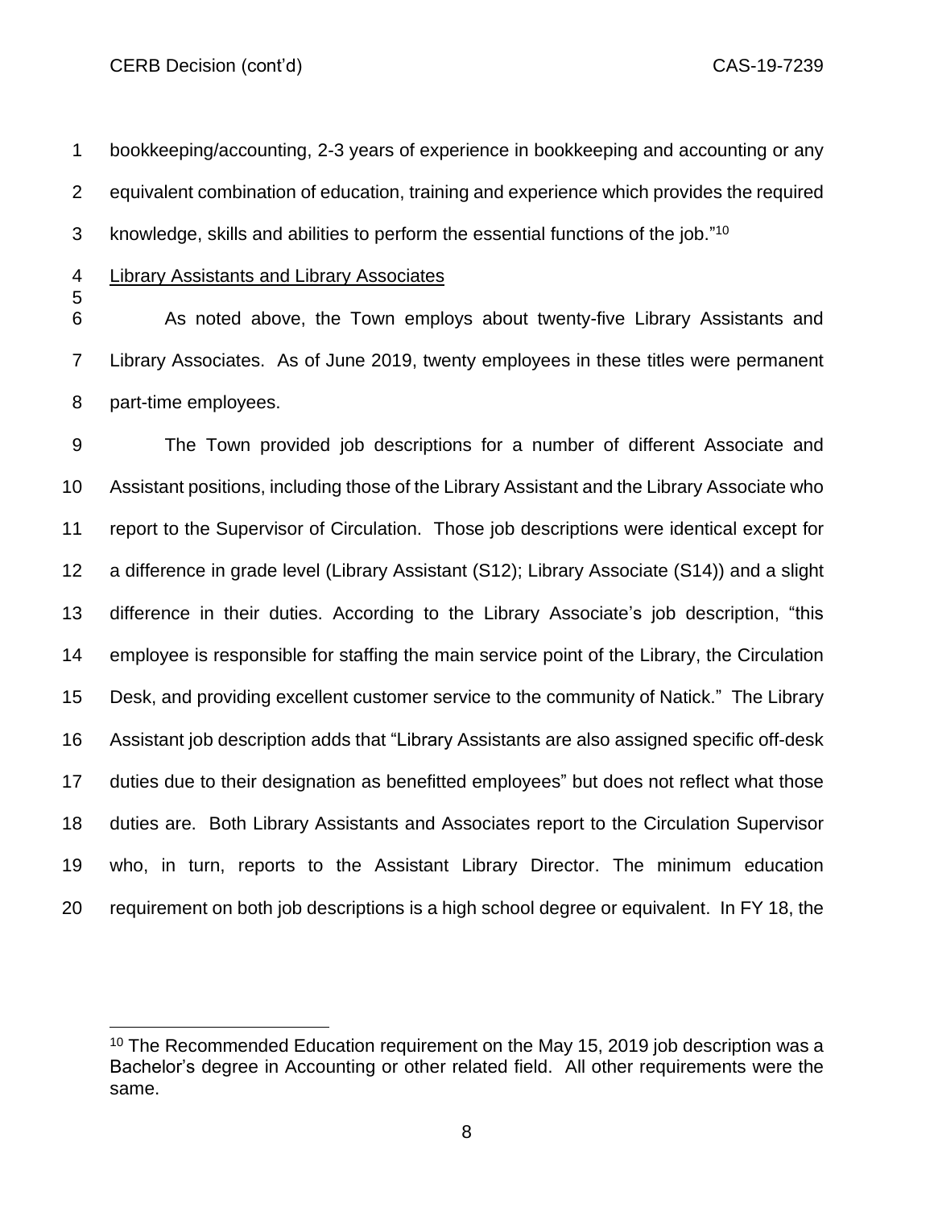bookkeeping/accounting, 2-3 years of experience in bookkeeping and accounting or any equivalent combination of education, training and experience which provides the required knowledge, skills and abilities to perform the essential functions of the job."[10]

Library Assistants and Library Associates

As noted above, the Town employs about twenty-five Library Assistants and Library Associates. As of June 2019, twenty employees in these titles were permanent part-time employees.

The Town provided job descriptions for a number of different Associate and Assistant positions, including those of the Library Assistant and the Library Associate who report to the Supervisor of Circulation. Those job descriptions were identical except for a difference in grade level (Library Assistant (S12); Library Associate (S14)) and a slight difference in their duties. According to the Library Associate's job description, "this employee is responsible for staffing the main service point of the Library, the Circulation Desk, and providing excellent customer service to the community of Natick." The Library Assistant job description adds that "Library Assistants are also assigned specific off-desk duties due to their designation as benefitted employees" but does not reflect what those duties are. Both Library Assistants and Associates report to the Circulation Supervisor who, in turn, reports to the Assistant Library Director. The minimum education requirement on both job descriptions is a high school degree or equivalent. In FY 18, the

[10] The Recommended Education requirement on the May 15, 2019 job description was a Bachelor's degree in Accounting or other related field. All other requirements were the same.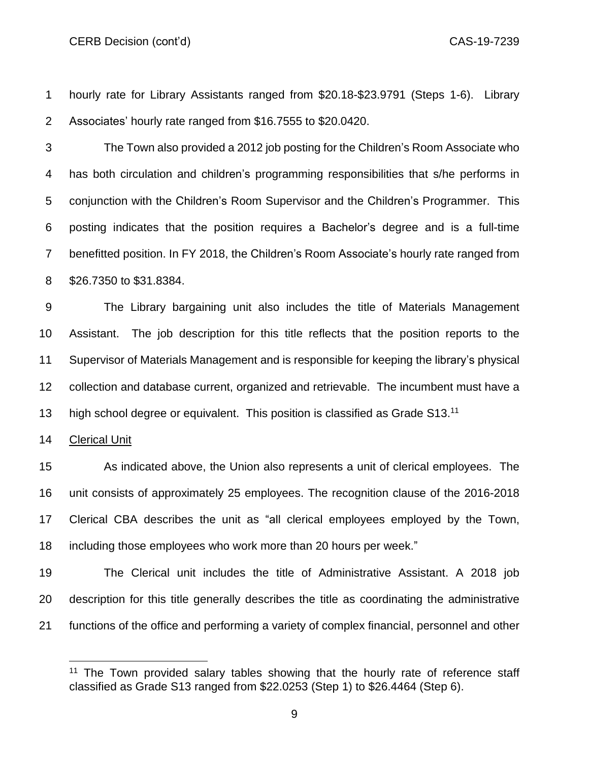hourly rate for Library Assistants ranged from $20.18-$23.9791 (Steps 1-6). Library Associates' hourly rate ranged from $16.7555 to $20.0420.

The Town also provided a 2012 job posting for the Children's Room Associate who has both circulation and children's programming responsibilities that s/he performs in conjunction with the Children's Room Supervisor and the Children's Programmer. This posting indicates that the position requires a Bachelor's degree and is a full-time benefitted position. In FY 2018, the Children's Room Associate's hourly rate ranged from $26.7350 to $31.8384.

The Library bargaining unit also includes the title of Materials Management Assistant. The job description for this title reflects that the position reports to the Supervisor of Materials Management and is responsible for keeping the library's physical collection and database current, organized and retrievable. The incumbent must have a high school degree or equivalent. This position is classified as Grade S13.[11]

Clerical Unit

As indicated above, the Union also represents a unit of clerical employees. The unit consists of approximately 25 employees. The recognition clause of the 2016-2018 Clerical CBA describes the unit as "all clerical employees employed by the Town, including those employees who work more than 20 hours per week."

The Clerical unit includes the title of Administrative Assistant. A 2018 job description for this title generally describes the title as coordinating the administrative functions of the office and performing a variety of complex financial, personnel and other

[11] The Town provided salary tables showing that the hourly rate of reference staff classified as Grade S13 ranged from $22.0253 (Step 1) to $26.4464 (Step 6).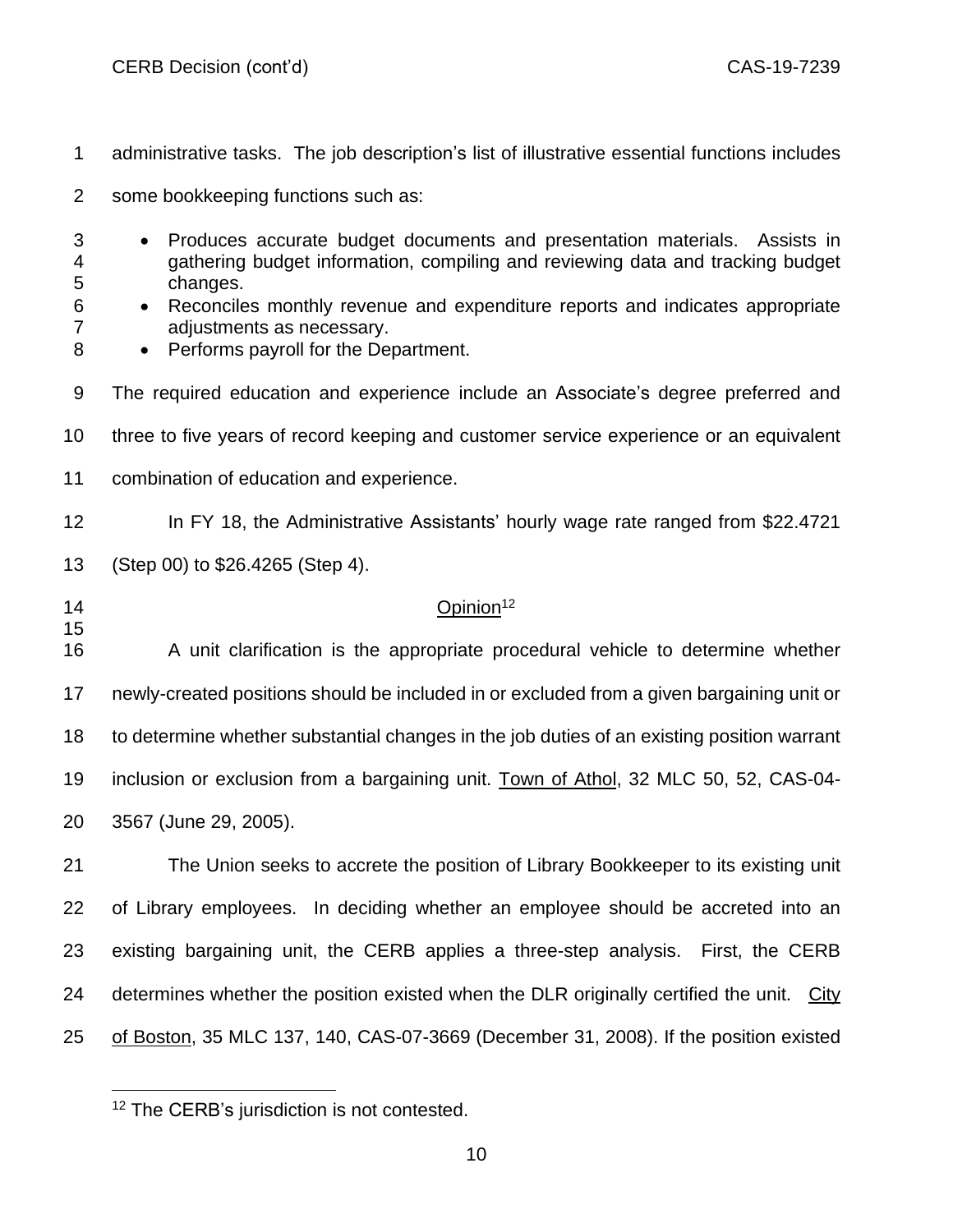administrative tasks. The job description's list of illustrative essential functions includes some bookkeeping functions such as:

- Produces accurate budget documents and presentation materials. Assists in gathering budget information, compiling and reviewing data and tracking budget changes.
- Reconciles monthly revenue and expenditure reports and indicates appropriate adjustments as necessary.
- Performs payroll for the Department.

The required education and experience include an Associate's degree preferred and three to five years of record keeping and customer service experience or an equivalent combination of education and experience.

In FY 18, the Administrative Assistants' hourly wage rate ranged from $22.4721 (Step 00) to $26.4265 (Step 4).

## Opinion[12]

A unit clarification is the appropriate procedural vehicle to determine whether newly-created positions should be included in or excluded from a given bargaining unit or to determine whether substantial changes in the job duties of an existing position warrant inclusion or exclusion from a bargaining unit. Town of Athol, 32 MLC 50, 52, CAS-04-3567 (June 29, 2005).

The Union seeks to accrete the position of Library Bookkeeper to its existing unit of Library employees. In deciding whether an employee should be accreted into an existing bargaining unit, the CERB applies a three-step analysis. First, the CERB determines whether the position existed when the DLR originally certified the unit. City of Boston, 35 MLC 137, 140, CAS-07-3669 (December 31, 2008). If the position existed

[12] The CERB's jurisdiction is not contested.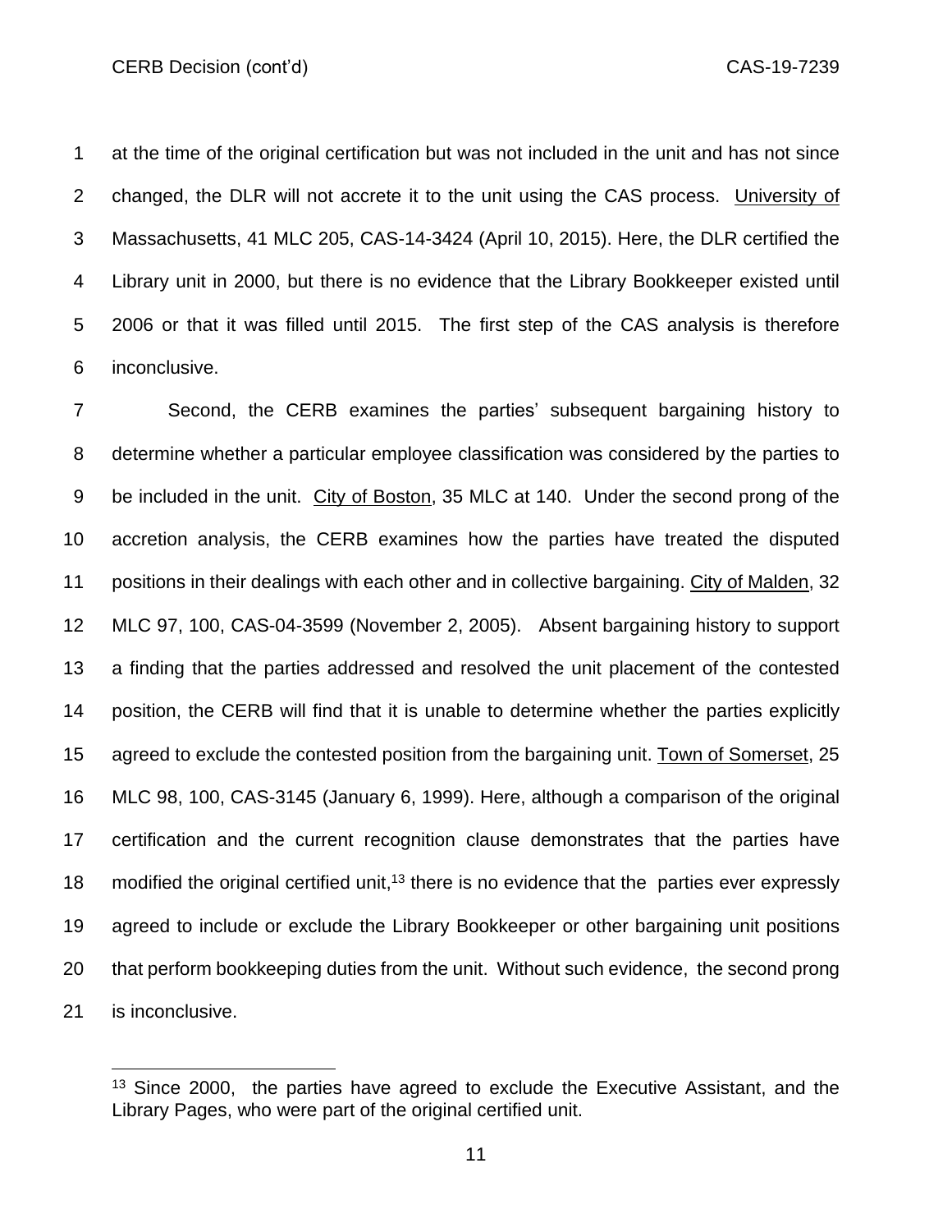at the time of the original certification but was not included in the unit and has not since changed, the DLR will not accrete it to the unit using the CAS process. University of Massachusetts, 41 MLC 205, CAS-14-3424 (April 10, 2015). Here, the DLR certified the Library unit in 2000, but there is no evidence that the Library Bookkeeper existed until 2006 or that it was filled until 2015. The first step of the CAS analysis is therefore inconclusive.

Second, the CERB examines the parties' subsequent bargaining history to determine whether a particular employee classification was considered by the parties to be included in the unit. City of Boston, 35 MLC at 140. Under the second prong of the accretion analysis, the CERB examines how the parties have treated the disputed positions in their dealings with each other and in collective bargaining. City of Malden, 32 MLC 97, 100, CAS-04-3599 (November 2, 2005). Absent bargaining history to support a finding that the parties addressed and resolved the unit placement of the contested position, the CERB will find that it is unable to determine whether the parties explicitly agreed to exclude the contested position from the bargaining unit. Town of Somerset, 25 MLC 98, 100, CAS-3145 (January 6, 1999). Here, although a comparison of the original certification and the current recognition clause demonstrates that the parties have modified the original certified unit,[13] there is no evidence that the parties ever expressly agreed to include or exclude the Library Bookkeeper or other bargaining unit positions that perform bookkeeping duties from the unit. Without such evidence, the second prong is inconclusive.

[13] Since 2000, the parties have agreed to exclude the Executive Assistant, and the Library Pages, who were part of the original certified unit.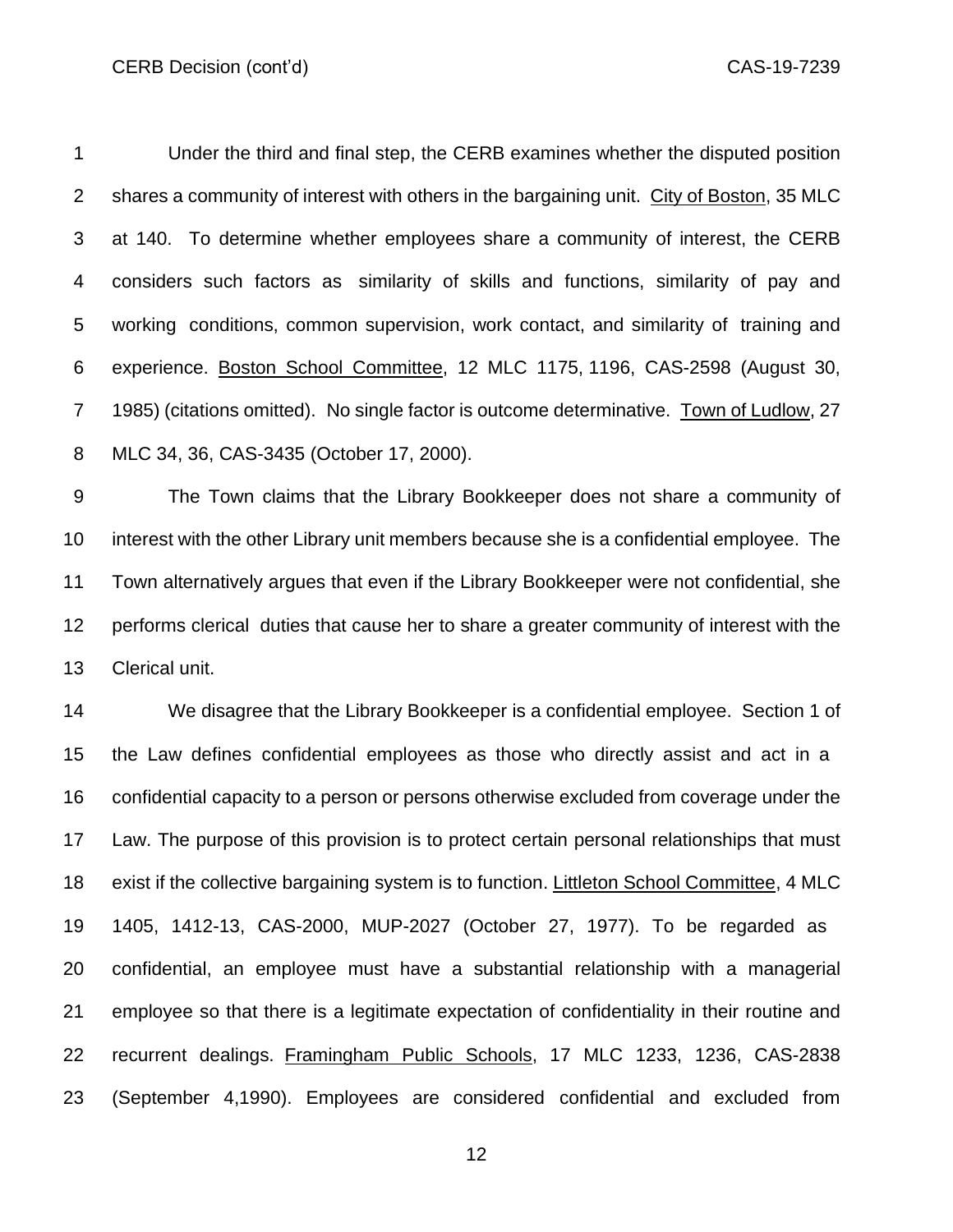Under the third and final step, the CERB examines whether the disputed position shares a community of interest with others in the bargaining unit. City of Boston, 35 MLC at 140. To determine whether employees share a community of interest, the CERB considers such factors as similarity of skills and functions, similarity of pay and working conditions, common supervision, work contact, and similarity of training and experience. Boston School Committee, 12 MLC 1175, 1196, CAS-2598 (August 30, 1985) (citations omitted). No single factor is outcome determinative. Town of Ludlow, 27 MLC 34, 36, CAS-3435 (October 17, 2000).

The Town claims that the Library Bookkeeper does not share a community of interest with the other Library unit members because she is a confidential employee. The Town alternatively argues that even if the Library Bookkeeper were not confidential, she performs clerical duties that cause her to share a greater community of interest with the Clerical unit.

We disagree that the Library Bookkeeper is a confidential employee. Section 1 of the Law defines confidential employees as those who directly assist and act in a confidential capacity to a person or persons otherwise excluded from coverage under the Law. The purpose of this provision is to protect certain personal relationships that must exist if the collective bargaining system is to function. Littleton School Committee, 4 MLC 1405, 1412-13, CAS-2000, MUP-2027 (October 27, 1977). To be regarded as confidential, an employee must have a substantial relationship with a managerial employee so that there is a legitimate expectation of confidentiality in their routine and recurrent dealings. Framingham Public Schools, 17 MLC 1233, 1236, CAS-2838 (September 4,1990). Employees are considered confidential and excluded from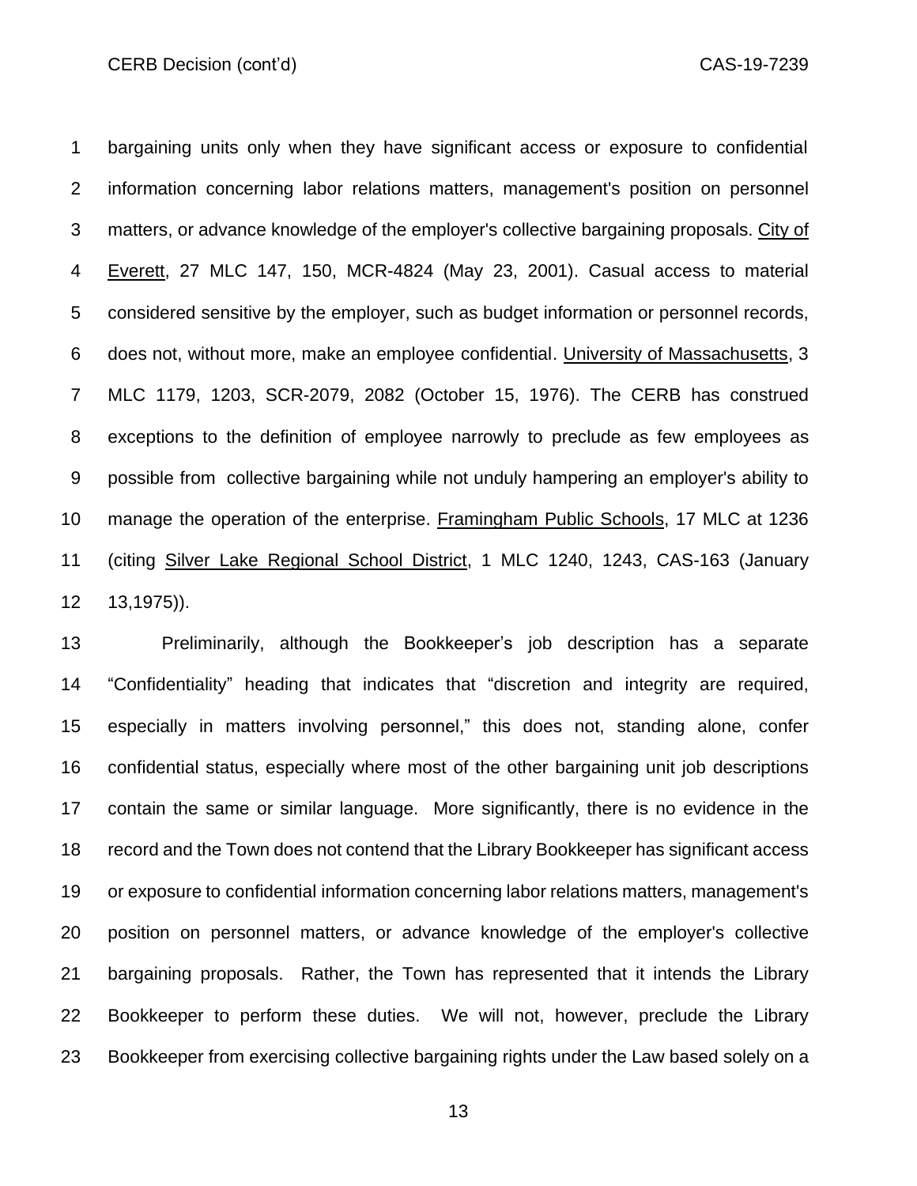bargaining units only when they have significant access or exposure to confidential information concerning labor relations matters, management's position on personnel matters, or advance knowledge of the employer's collective bargaining proposals. City of Everett, 27 MLC 147, 150, MCR-4824 (May 23, 2001). Casual access to material considered sensitive by the employer, such as budget information or personnel records, does not, without more, make an employee confidential. University of Massachusetts, 3 MLC 1179, 1203, SCR-2079, 2082 (October 15, 1976). The CERB has construed exceptions to the definition of employee narrowly to preclude as few employees as possible from collective bargaining while not unduly hampering an employer's ability to manage the operation of the enterprise. Framingham Public Schools, 17 MLC at 1236 (citing Silver Lake Regional School District, 1 MLC 1240, 1243, CAS-163 (January 13,1975)).

Preliminarily, although the Bookkeeper's job description has a separate "Confidentiality" heading that indicates that "discretion and integrity are required, especially in matters involving personnel," this does not, standing alone, confer confidential status, especially where most of the other bargaining unit job descriptions contain the same or similar language. More significantly, there is no evidence in the record and the Town does not contend that the Library Bookkeeper has significant access or exposure to confidential information concerning labor relations matters, management's position on personnel matters, or advance knowledge of the employer's collective bargaining proposals. Rather, the Town has represented that it intends the Library Bookkeeper to perform these duties. We will not, however, preclude the Library Bookkeeper from exercising collective bargaining rights under the Law based solely on a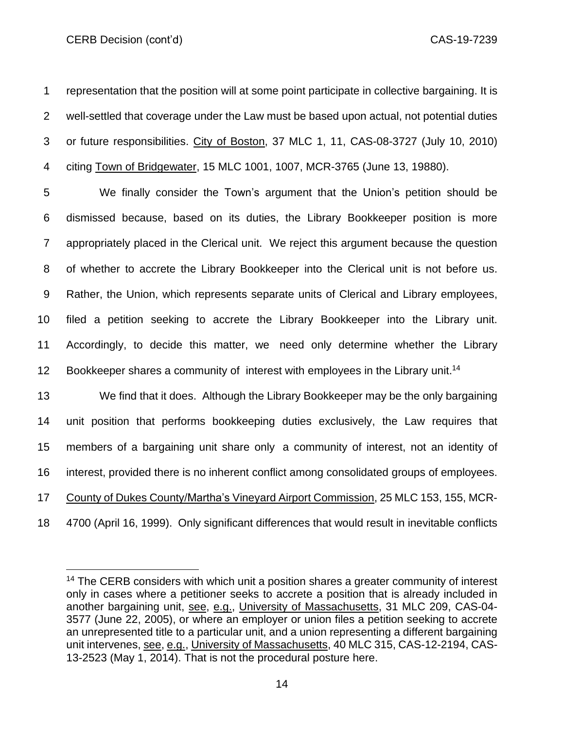representation that the position will at some point participate in collective bargaining. It is well-settled that coverage under the Law must be based upon actual, not potential duties or future responsibilities. City of Boston, 37 MLC 1, 11, CAS-08-3727 (July 10, 2010) citing Town of Bridgewater, 15 MLC 1001, 1007, MCR-3765 (June 13, 19880).

We finally consider the Town's argument that the Union's petition should be dismissed because, based on its duties, the Library Bookkeeper position is more appropriately placed in the Clerical unit. We reject this argument because the question of whether to accrete the Library Bookkeeper into the Clerical unit is not before us. Rather, the Union, which represents separate units of Clerical and Library employees, filed a petition seeking to accrete the Library Bookkeeper into the Library unit. Accordingly, to decide this matter, we need only determine whether the Library Bookkeeper shares a community of interest with employees in the Library unit.[14]

We find that it does. Although the Library Bookkeeper may be the only bargaining unit position that performs bookkeeping duties exclusively, the Law requires that members of a bargaining unit share only a community of interest, not an identity of interest, provided there is no inherent conflict among consolidated groups of employees. County of Dukes County/Martha's Vineyard Airport Commission, 25 MLC 153, 155, MCR-4700 (April 16, 1999). Only significant differences that would result in inevitable conflicts

[14] The CERB considers with which unit a position shares a greater community of interest only in cases where a petitioner seeks to accrete a position that is already included in another bargaining unit, see, e.g., University of Massachusetts, 31 MLC 209, CAS-04-3577 (June 22, 2005), or where an employer or union files a petition seeking to accrete an unrepresented title to a particular unit, and a union representing a different bargaining unit intervenes, see, e.g., University of Massachusetts, 40 MLC 315, CAS-12-2194, CAS-13-2523 (May 1, 2014). That is not the procedural posture here.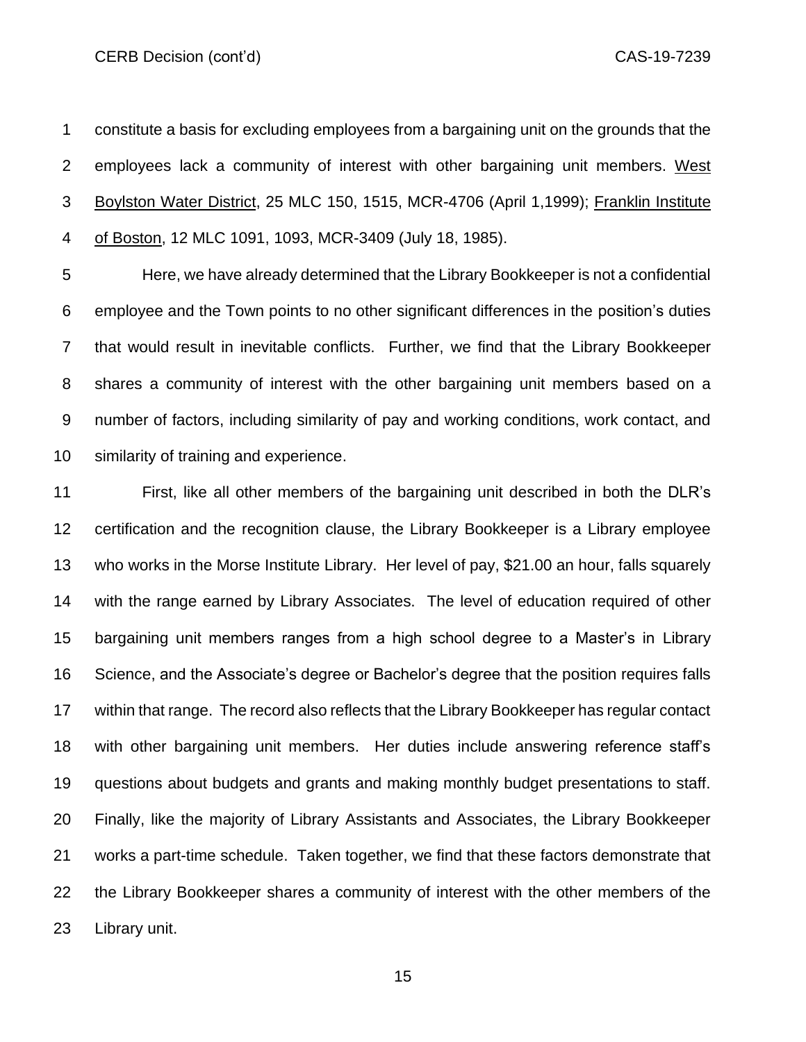constitute a basis for excluding employees from a bargaining unit on the grounds that the employees lack a community of interest with other bargaining unit members. West Boylston Water District, 25 MLC 150, 1515, MCR-4706 (April 1,1999); Franklin Institute of Boston, 12 MLC 1091, 1093, MCR-3409 (July 18, 1985).

Here, we have already determined that the Library Bookkeeper is not a confidential employee and the Town points to no other significant differences in the position's duties that would result in inevitable conflicts. Further, we find that the Library Bookkeeper shares a community of interest with the other bargaining unit members based on a number of factors, including similarity of pay and working conditions, work contact, and similarity of training and experience.

First, like all other members of the bargaining unit described in both the DLR's certification and the recognition clause, the Library Bookkeeper is a Library employee who works in the Morse Institute Library. Her level of pay, $21.00 an hour, falls squarely with the range earned by Library Associates. The level of education required of other bargaining unit members ranges from a high school degree to a Master's in Library Science, and the Associate's degree or Bachelor's degree that the position requires falls within that range. The record also reflects that the Library Bookkeeper has regular contact with other bargaining unit members. Her duties include answering reference staff's questions about budgets and grants and making monthly budget presentations to staff. Finally, like the majority of Library Assistants and Associates, the Library Bookkeeper works a part-time schedule. Taken together, we find that these factors demonstrate that the Library Bookkeeper shares a community of interest with the other members of the Library unit.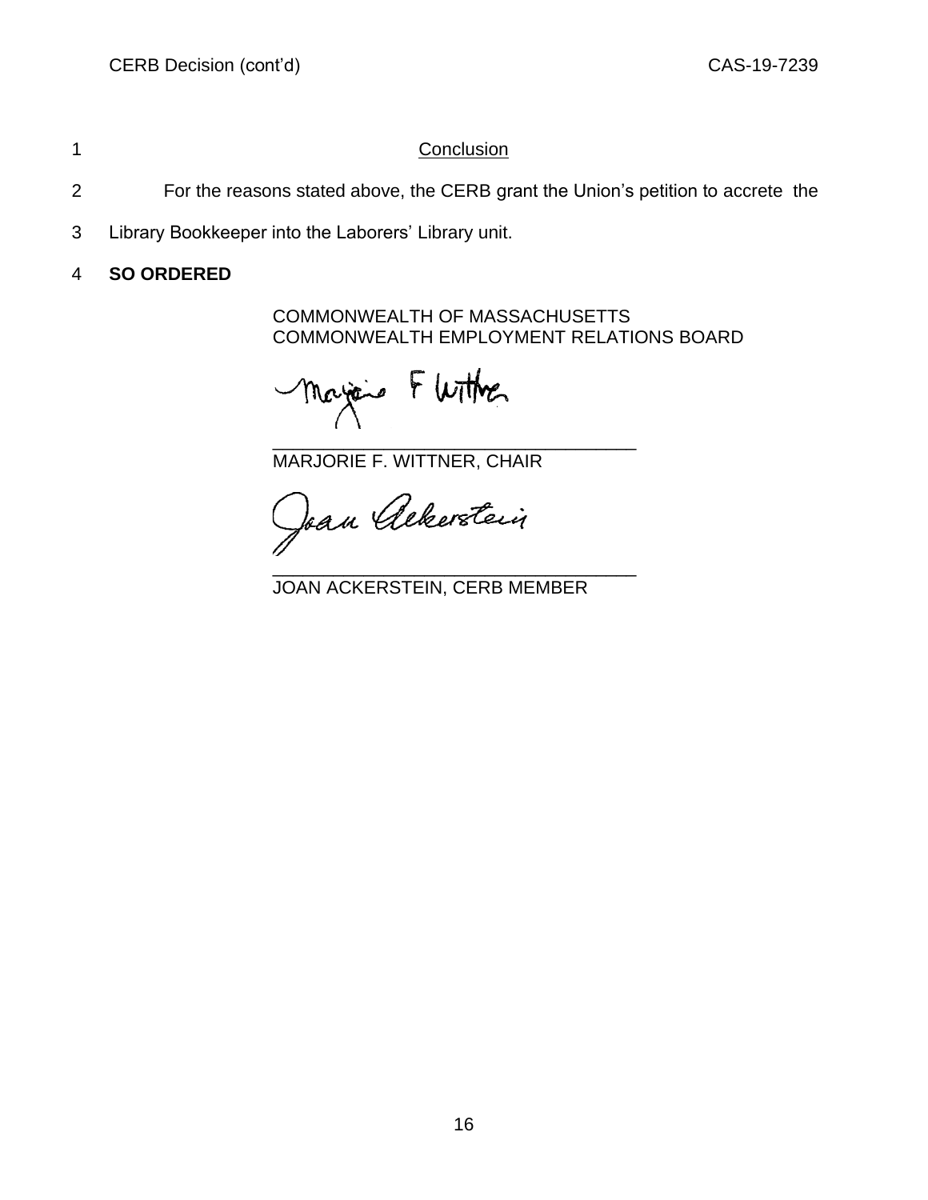## Conclusion

For the reasons stated above, the CERB grant the Union's petition to accrete the Library Bookkeeper into the Laborers' Library unit.

**SO ORDERED**

COMMONWEALTH OF MASSACHUSETTS
COMMONWEALTH EMPLOYMENT RELATIONS BOARD

Marjorie F Wittner

______________________________________
MARJORIE F. WITTNER, CHAIR

Joan Ackerstein

______________________________________
JOAN ACKERSTEIN, CERB MEMBER